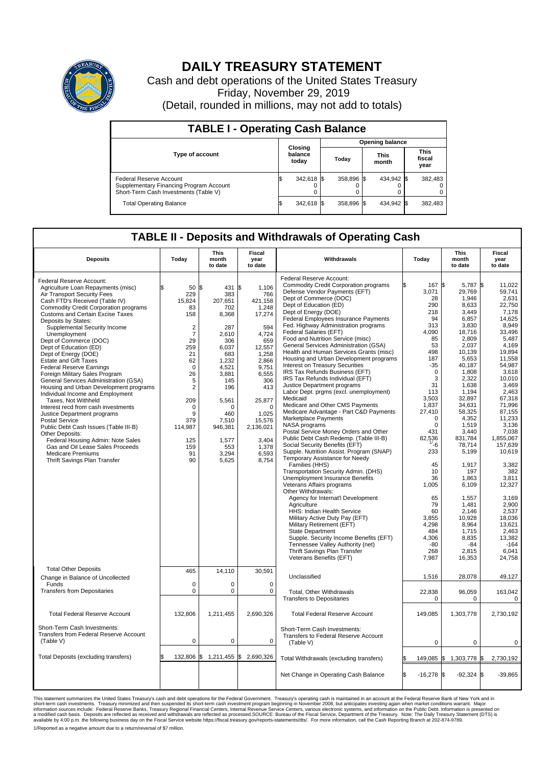# DAILY TREASURY STATEMENT

Cash and debt operations of the United States Treasury
Friday, November 29, 2019
(Detail, rounded in millions, may not add to totals)

## TABLE I - Operating Cash Balance

| Type of account | Closing balance today | Opening balance Today | Opening balance This month | Opening balance This fiscal year |
|---|---|---|---|---|
| Federal Reserve Account | $ 342,618 | $ 358,896 | $ 434,942 | $ 382,483 |
| Supplementary Financing Program Account | 0 | 0 | 0 | 0 |
| Short-Term Cash Investments (Table V) | 0 | 0 | 0 | 0 |
| Total Operating Balance | $ 342,618 | $ 358,896 | $ 434,942 | $ 382,483 |

## TABLE II - Deposits and Withdrawals of Operating Cash

| Deposits | Today | This month to date | Fiscal year to date |
|---|---|---|---|
| Federal Reserve Account: | | | |
| Agriculture Loan Repayments (misc) | $ 50 | $ 431 | $ 1,106 |
| Air Transport Security Fees | 229 | 383 | 766 |
| Cash FTD's Received (Table IV) | 15,824 | 207,651 | 421,158 |
| Commodity Credit Corporation programs | 83 | 702 | 1,248 |
| Customs and Certain Excise Taxes | 158 | 8,368 | 17,274 |
| Deposits by States: | | | |
| Supplemental Security Income | 2 | 287 | 594 |
| Unemployment | 7 | 2,610 | 4,724 |
| Dept of Commerce (DOC) | 29 | 306 | 659 |
| Dept of Education (ED) | 259 | 6,037 | 12,557 |
| Dept of Energy (DOE) | 21 | 683 | 1,258 |
| Estate and Gift Taxes | 62 | 1,232 | 2,866 |
| Federal Reserve Earnings | 0 | 4,521 | 9,751 |
| Foreign Military Sales Program | 26 | 3,881 | 6,555 |
| General Services Administration (GSA) | 5 | 145 | 306 |
| Housing and Urban Development programs | 2 | 196 | 413 |
| Individual Income and Employment Taxes, Not Withheld | 209 | 5,561 | 25,877 |
| Interest recd from cash investments | 0 | 0 | 0 |
| Justice Department programs | 9 | 460 | 1,025 |
| Postal Service | 379 | 7,510 | 15,576 |
| Public Debt Cash Issues (Table III-B) | 114,987 | 946,381 | 2,136,021 |
| Other Deposits: | | | |
| Federal Housing Admin: Note Sales | 125 | 1,577 | 3,404 |
| Gas and Oil Lease Sales Proceeds | 159 | 553 | 1,378 |
| Medicare Premiums | 91 | 3,294 | 6,593 |
| Thrift Savings Plan Transfer | 90 | 5,625 | 8,754 |
| Total Other Deposits | 465 | 14,110 | 30,591 |
| Change in Balance of Uncollected Funds | 0 | 0 | 0 |
| Transfers from Depositaries | 0 | 0 | 0 |
| Total Federal Reserve Account | 132,806 | 1,211,455 | 2,690,326 |
| Short-Term Cash Investments: Transfers from Federal Reserve Account (Table V) | 0 | 0 | 0 |
| Total Deposits (excluding transfers) | $ 132,806 | $ 1,211,455 | $ 2,690,326 |

| Withdrawals | Today | This month to date | Fiscal year to date |
|---|---|---|---|
| Federal Reserve Account: | | | |
| Commodity Credit Corporation programs | $ 167 | $ 5,787 | $ 11,022 |
| Defense Vendor Payments (EFT) | 3,071 | 29,769 | 59,741 |
| Dept of Commerce (DOC) | 28 | 1,946 | 2,631 |
| Dept of Education (ED) | 290 | 8,633 | 22,750 |
| Dept of Energy (DOE) | 218 | 3,449 | 7,178 |
| Federal Employees Insurance Payments | 94 | 6,857 | 14,625 |
| Fed. Highway Administration programs | 313 | 3,830 | 8,949 |
| Federal Salaries (EFT) | 4,090 | 18,716 | 33,496 |
| Food and Nutrition Service (misc) | 85 | 2,809 | 5,487 |
| General Services Administration (GSA) | 53 | 2,037 | 4,169 |
| Health and Human Services Grants (misc) | 498 | 10,139 | 19,894 |
| Housing and Urban Development programs | 187 | 5,653 | 11,558 |
| Interest on Treasury Securities | -35 | 40,187 | 54,987 |
| IRS Tax Refunds Business (EFT) | 0 | 1,808 | 3,618 |
| IRS Tax Refunds Individual (EFT) | 3 | 2,322 | 10,010 |
| Justice Department programs | 31 | 1,638 | 3,469 |
| Labor Dept. prgms (excl. unemployment) | 113 | 1,194 | 2,463 |
| Medicaid | 3,503 | 32,897 | 67,318 |
| Medicare and Other CMS Payments | 1,837 | 34,631 | 71,996 |
| Medicare Advantage - Part C&D Payments | 27,410 | 58,325 | 87,155 |
| Marketplace Payments | 0 | 4,352 | 11,233 |
| NASA programs | 0 | 1,519 | 3,136 |
| Postal Service Money Orders and Other | 431 | 3,440 | 7,038 |
| Public Debt Cash Redemp. (Table III-B) | 82,536 | 831,784 | 1,855,067 |
| Social Security Benefits (EFT) | [1] -6 | 78,714 | 157,639 |
| Supple. Nutrition Assist. Program (SNAP) | 233 | 5,199 | 10,619 |
| Temporary Assistance for Needy Families (HHS) | 45 | 1,917 | 3,382 |
| Transportation Security Admin. (DHS) | 10 | 197 | 382 |
| Unemployment Insurance Benefits | 36 | 1,863 | 3,811 |
| Veterans Affairs programs | 1,005 | 6,109 | 12,327 |
| Other Withdrawals: | | | |
| Agency for Internat'l Development | 65 | 1,557 | 3,169 |
| Agriculture | 79 | 1,481 | 2,900 |
| HHS: Indian Health Service | 60 | 2,146 | 2,537 |
| Military Active Duty Pay (EFT) | 3,855 | 10,928 | 18,036 |
| Military Retirement (EFT) | 4,298 | 8,964 | 13,621 |
| State Department | 484 | 1,715 | 2,463 |
| Supple. Security Income Benefits (EFT) | 4,306 | 8,835 | 13,382 |
| Tennessee Valley Authority (net) | -80 | -84 | -164 |
| Thrift Savings Plan Transfer | 268 | 2,815 | 6,041 |
| Veterans Benefits (EFT) | 7,987 | 16,353 | 24,758 |
| Unclassified | 1,516 | 28,078 | 49,127 |
| Total, Other Withdrawals | 22,838 | 96,059 | 163,042 |
| Transfers to Depositaries | 0 | 0 | 0 |
| Total Federal Reserve Account | 149,085 | 1,303,778 | 2,730,192 |
| Short-Term Cash Investments: Transfers to Federal Reserve Account (Table V) | 0 | 0 | 0 |
| Total Withdrawals (excluding transfers) | $ 149,085 | $ 1,303,778 | $ 2,730,192 |
| Net Change in Operating Cash Balance | $ -16,278 | $ -92,324 | $ -39,865 |

This statement summarizes the United States Treasury's cash and debt operations for the Federal Government. Treasury's operating cash is maintained in an account at the Federal Reserve Bank of New York and in short-term cash investments. Treasury minimized and then suspended its short-term cash investment program beginning in November 2008, but anticipates investing again when market conditions warrant. Major information sources include: Federal Reserve Banks, Treasury Regional Financial Centers, Internal Revenue Service Centers, various electronic systems, and information on the Public Debt. Information is presented on a modified cash basis. Deposits are reflected as received and withdrawals are reflected as processed.SOURCE: Bureau of the Fiscal Service, Department of the Treasury. Note: The Daily Treasury Statement (DTS) is available by 4:00 p.m. the following business day on the Fiscal Service website https://fiscal.treasury.gov/reports-statements/dts/. For more information, call the Cash Reporting Branch at 202-874-9789.

1/Reported as a negative amount due to a return/reversal of $7 million.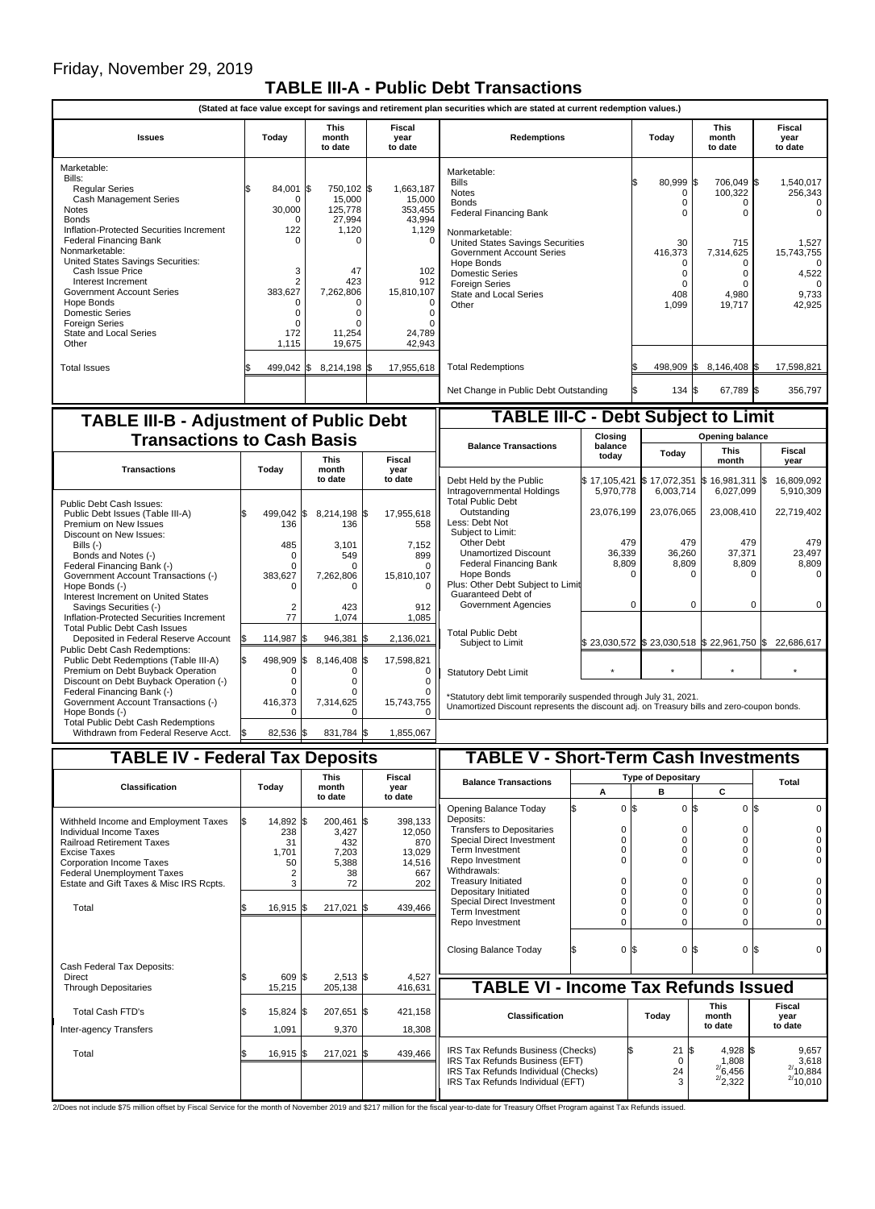Friday, November 29, 2019

# TABLE III-A - Public Debt Transactions

(Stated at face value except for savings and retirement plan securities which are stated at current redemption values.)

| Issues | Today | This month to date | Fiscal year to date |
|---|---|---|---|
| Marketable: | | | |
| Bills: | | | |
| Regular Series | $ 84,001 | $ 750,102 | $ 1,663,187 |
| Cash Management Series | 0 | 15,000 | 15,000 |
| Notes | 30,000 | 125,778 | 353,455 |
| Bonds | 0 | 27,994 | 43,994 |
| Inflation-Protected Securities Increment | 122 | 1,120 | 1,129 |
| Federal Financing Bank | 0 | 0 | 0 |
| Nonmarketable: | | | |
| United States Savings Securities: | | | |
| Cash Issue Price | 3 | 47 | 102 |
| Interest Increment | 2 | 423 | 912 |
| Government Account Series | 383,627 | 7,262,806 | 15,810,107 |
| Hope Bonds | 0 | 0 | 0 |
| Domestic Series | 0 | 0 | 0 |
| Foreign Series | 0 | 0 | 0 |
| State and Local Series | 172 | 11,254 | 24,789 |
| Other | 1,115 | 19,675 | 42,943 |
| Total Issues | $ 499,042 | $ 8,214,198 | $ 17,955,618 |

| Redemptions | Today | This month to date | Fiscal year to date |
|---|---|---|---|
| Marketable: | | | |
| Bills | $ 80,999 | $ 706,049 | $ 1,540,017 |
| Notes | 0 | 100,322 | 256,343 |
| Bonds | 0 | 0 | 0 |
| Federal Financing Bank | 0 | 0 | 0 |
| Nonmarketable: | | | |
| United States Savings Securities | 30 | 715 | 1,527 |
| Government Account Series | 416,373 | 7,314,625 | 15,743,755 |
| Hope Bonds | 0 | 0 | 0 |
| Domestic Series | 0 | 0 | 4,522 |
| Foreign Series | 0 | 0 | 0 |
| State and Local Series | 408 | 4,980 | 9,733 |
| Other | 1,099 | 19,717 | 42,925 |
| Total Redemptions | $ 498,909 | $ 8,146,408 | $ 17,598,821 |
| Net Change in Public Debt Outstanding | $ 134 | $ 67,789 | $ 356,797 |

# TABLE III-B - Adjustment of Public Debt Transactions to Cash Basis

| Transactions | Today | This month to date | Fiscal year to date |
|---|---|---|---|
| Public Debt Cash Issues: | | | |
| Public Debt Issues (Table III-A) | $ 499,042 | $ 8,214,198 | $ 17,955,618 |
| Premium on New Issues | 136 | 136 | 558 |
| Discount on New Issues: | | | |
| Bills (-) | 485 | 3,101 | 7,152 |
| Bonds and Notes (-) | 0 | 549 | 899 |
| Federal Financing Bank (-) | 0 | 0 | 0 |
| Government Account Transactions (-) | 383,627 | 7,262,806 | 15,810,107 |
| Hope Bonds (-) | 0 | 0 | 0 |
| Interest Increment on United States Savings Securities (-) | 2 | 423 | 912 |
| Inflation-Protected Securities Increment | 77 | 1,074 | 1,085 |
| Total Public Debt Cash Issues Deposited in Federal Reserve Account | $ 114,987 | $ 946,381 | $ 2,136,021 |
| Public Debt Cash Redemptions: | | | |
| Public Debt Redemptions (Table III-A) | $ 498,909 | $ 8,146,408 | $ 17,598,821 |
| Premium on Debt Buyback Operation | 0 | 0 | 0 |
| Discount on Debt Buyback Operation (-) | 0 | 0 | 0 |
| Federal Financing Bank (-) | 0 | 0 | 0 |
| Government Account Transactions (-) | 416,373 | 7,314,625 | 15,743,755 |
| Hope Bonds (-) | 0 | 0 | 0 |
| Total Public Debt Cash Redemptions Withdrawn from Federal Reserve Acct. | $ 82,536 | $ 831,784 | $ 1,855,067 |

# TABLE III-C - Debt Subject to Limit

| Balance Transactions | Closing balance today | Opening balance Today | Opening balance This month | Opening balance Fiscal year |
|---|---|---|---|---|
| Debt Held by the Public | $ 17,105,421 | $ 17,072,351 | $ 16,981,311 | $ 16,809,092 |
| Intragovernmental Holdings | 5,970,778 | 6,003,714 | 6,027,099 | 5,910,309 |
| Total Public Debt Outstanding | 23,076,199 | 23,076,065 | 23,008,410 | 22,719,402 |
| Less: Debt Not Subject to Limit: | | | | |
| Other Debt | 479 | 479 | 479 | 479 |
| Unamortized Discount | 36,339 | 36,260 | 37,371 | 23,497 |
| Federal Financing Bank | 8,809 | 8,809 | 8,809 | 8,809 |
| Hope Bonds | 0 | 0 | 0 | 0 |
| Plus: Other Debt Subject to Limit | | | | |
| Guaranteed Debt of Government Agencies | 0 | 0 | 0 | 0 |
| Total Public Debt Subject to Limit | $ 23,030,572 | $ 23,030,518 | $ 22,961,750 | $ 22,686,617 |
| Statutory Debt Limit | * | * | * | * |

*Statutory debt limit temporarily suspended through July 31, 2021.
Unamortized Discount represents the discount adj. on Treasury bills and zero-coupon bonds.

# TABLE IV - Federal Tax Deposits

| Classification | Today | This month to date | Fiscal year to date |
|---|---|---|---|
| Withheld Income and Employment Taxes | $ 14,892 | $ 200,461 | $ 398,133 |
| Individual Income Taxes | 238 | 3,427 | 12,050 |
| Railroad Retirement Taxes | 31 | 432 | 870 |
| Excise Taxes | 1,701 | 7,203 | 13,029 |
| Corporation Income Taxes | 50 | 5,388 | 14,516 |
| Federal Unemployment Taxes | 2 | 38 | 667 |
| Estate and Gift Taxes & Misc IRS Rcpts. | 3 | 72 | 202 |
| Total | $ 16,915 | $ 217,021 | $ 439,466 |
| Cash Federal Tax Deposits: | | | |
| Direct | $ 609 | $ 2,513 | $ 4,527 |
| Through Depositaries | 15,215 | 205,138 | 416,631 |
| Total Cash FTD's | $ 15,824 | $ 207,651 | $ 421,158 |
| Inter-agency Transfers | 1,091 | 9,370 | 18,308 |
| Total | $ 16,915 | $ 217,021 | $ 439,466 |

# TABLE V - Short-Term Cash Investments

| Balance Transactions | A | B | C | Total |
|---|---|---|---|---|
| Opening Balance Today | $ 0 | $ 0 | $ 0 | $ 0 |
| Deposits: | | | | |
| Transfers to Depositaries | 0 | 0 | 0 | 0 |
| Special Direct Investment | 0 | 0 | 0 | 0 |
| Term Investment | 0 | 0 | 0 | 0 |
| Repo Investment | 0 | 0 | 0 | 0 |
| Withdrawals: | | | | |
| Treasury Initiated | 0 | 0 | 0 | 0 |
| Depositary Initiated | 0 | 0 | 0 | 0 |
| Special Direct Investment | 0 | 0 | 0 | 0 |
| Term Investment | 0 | 0 | 0 | 0 |
| Repo Investment | 0 | 0 | 0 | 0 |
| Closing Balance Today | $ 0 | $ 0 | $ 0 | $ 0 |

# TABLE VI - Income Tax Refunds Issued

| Classification | Today | This month to date | Fiscal year to date |
|---|---|---|---|
| IRS Tax Refunds Business (Checks) | $ 21 | $ 4,928 | $ 9,657 |
| IRS Tax Refunds Business (EFT) | 0 | 1,808 | 3,618 |
| IRS Tax Refunds Individual (Checks) | 24 | [2/] 6,456 | [2/] 10,884 |
| IRS Tax Refunds Individual (EFT) | 3 | [2/] 2,322 | [2/] 10,010 |

2/Does not include $75 million offset by Fiscal Service for the month of November 2019 and $217 million for the fiscal year-to-date for Treasury Offset Program against Tax Refunds issued.